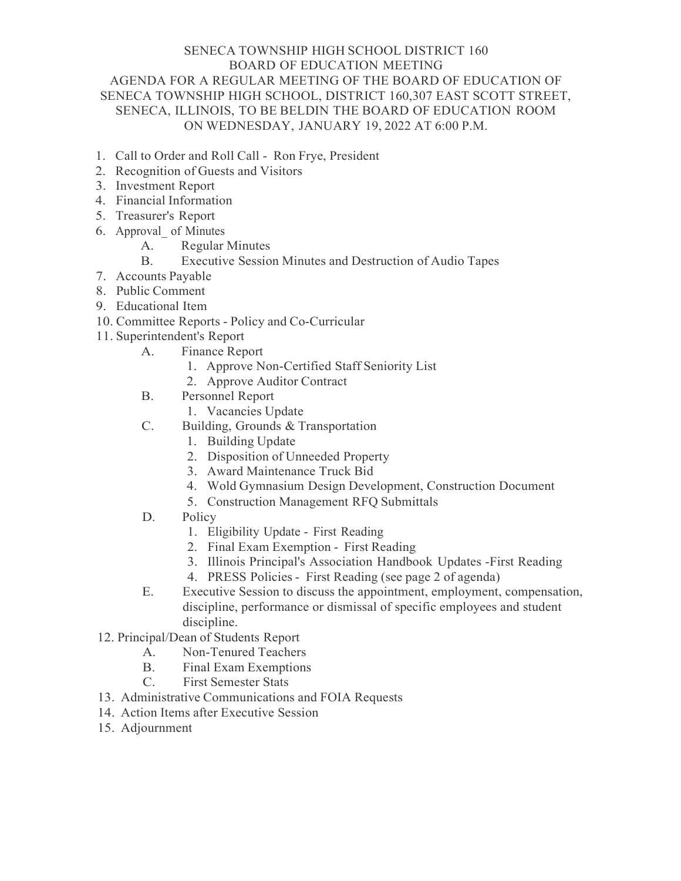SENECA TOWNSHIP HIGH SCHOOL DISTRICT 160
BOARD OF EDUCATION MEETING
AGENDA FOR A REGULAR MEETING OF THE BOARD OF EDUCATION OF SENECA TOWNSHIP HIGH SCHOOL, DISTRICT 160,307 EAST SCOTT STREET, SENECA, ILLINOIS, TO BE BELDIN THE BOARD OF EDUCATION ROOM ON WEDNESDAY, JANUARY 19, 2022 AT 6:00 P.M.

1. Call to Order and Roll Call - Ron Frye, President
2. Recognition of Guests and Visitors
3. Investment Report
4. Financial Information
5. Treasurer's Report
6. Approval_ of Minutes
   - A. Regular Minutes
   - B. Executive Session Minutes and Destruction of Audio Tapes
7. Accounts Payable
8. Public Comment
9. Educational Item
10. Committee Reports - Policy and Co-Curricular
11. Superintendent's Report
    - A. Finance Report
      1. Approve Non-Certified Staff Seniority List
      2. Approve Auditor Contract
    - B. Personnel Report
      1. Vacancies Update
    - C. Building, Grounds & Transportation
      1. Building Update
      2. Disposition of Unneeded Property
      3. Award Maintenance Truck Bid
      4. Wold Gymnasium Design Development, Construction Document
      5. Construction Management RFQ Submittals
    - D. Policy
      1. Eligibility Update - First Reading
      2. Final Exam Exemption - First Reading
      3. Illinois Principal's Association Handbook Updates -First Reading
      4. PRESS Policies - First Reading (see page 2 of agenda)
    - E. Executive Session to discuss the appointment, employment, compensation, discipline, performance or dismissal of specific employees and student discipline.
12. Principal/Dean of Students Report
    - A. Non-Tenured Teachers
    - B. Final Exam Exemptions
    - C. First Semester Stats
13. Administrative Communications and FOIA Requests
14. Action Items after Executive Session
15. Adjournment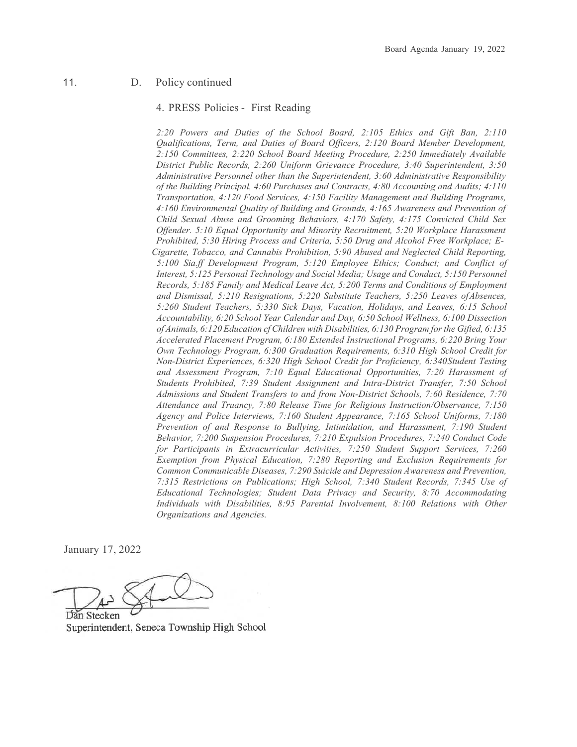11. D. Policy continued

4. PRESS Policies - First Reading

*2:20 Powers and Duties of the School Board, 2:105 Ethics and Gift Ban, 2:110 Qualifications, Term, and Duties of Board Officers, 2:120 Board Member Development, 2:150 Committees, 2:220 School Board Meeting Procedure, 2:250 Immediately Available District Public Records, 2:260 Uniform Grievance Procedure, 3:40 Superintendent, 3:50 Administrative Personnel other than the Superintendent, 3:60 Administrative Responsibility of the Building Principal, 4:60 Purchases and Contracts, 4:80 Accounting and Audits; 4:110 Transportation, 4:120 Food Services, 4:150 Facility Management and Building Programs, 4:160 Environmental Quality of Building and Grounds, 4:165 Awareness and Prevention of Child Sexual Abuse and Grooming Behaviors, 4:170 Safety, 4:175 Convicted Child Sex Offender. 5:10 Equal Opportunity and Minority Recruitment, 5:20 Workplace Harassment Prohibited, 5:30 Hiring Process and Criteria, 5:50 Drug and Alcohol Free Workplace; E-Cigarette, Tobacco, and Cannabis Prohibition, 5:90 Abused and Neglected Child Reporting, 5:100 Sia.ff Development Program, 5:120 Employee Ethics; Conduct; and Conflict of Interest, 5:125 Personal Technology and Social Media; Usage and Conduct, 5:150 Personnel Records, 5:185 Family and Medical Leave Act, 5:200 Terms and Conditions of Employment and Dismissal, 5:210 Resignations, 5:220 Substitute Teachers, 5:250 Leaves ofAbsences, 5:260 Student Teachers, 5:330 Sick Days, Vacation, Holidays, and Leaves, 6:15 School Accountability, 6:20 School Year Calendar and Day, 6:50 School Wellness, 6:100 Dissection of Animals, 6:120 Education cf Children with Disabilities, 6:130 Program for the Gifted, 6:135 Accelerated Placement Program, 6:180 Extended Instructional Programs, 6:220 Bring Your Own Technology Program, 6:300 Graduation Requirements, 6:310 High School Credit for Non-District Experiences, 6:320 High School Credit for Proficiency, 6:340Student Testing and Assessment Program, 7:10 Equal Educational Opportunities, 7:20 Harassment of Students Prohibited, 7:39 Student Assignment and Intra-District Transfer, 7:50 School Admissions and Student Transfers to and from Non-District Schools, 7:60 Residence, 7:70 Attendance and Truancy, 7:80 Release Time for Religious Instruction/Observance, 7:150 Agency and Police Interviews, 7:160 Student Appearance, 7:165 School Uniforms, 7:180 Prevention of and Response to Bullying, Intimidation, and Harassment, 7:190 Student Behavior, 7:200 Suspension Procedures, 7:210 Expulsion Procedures, 7:240 Conduct Code for Participants in Extracurricular Activities, 7:250 Student Support Services, 7:260 Exemption from Physical Education, 7:280 Reporting and Exclusion Requirements for Common Communicable Diseases, 7:290 Suicide and Depression Awareness and Prevention, 7:315 Restrictions on Publications; High School, 7:340 Student Records, 7:345 Use of Educational Technologies; Student Data Privacy and Security, 8:70 Accommodating Individuals with Disabilities, 8:95 Parental Involvement, 8:100 Relations with Other Organizations and Agencies.*

January 17, 2022

Dan Stecken
Superintendent, Seneca Township High School